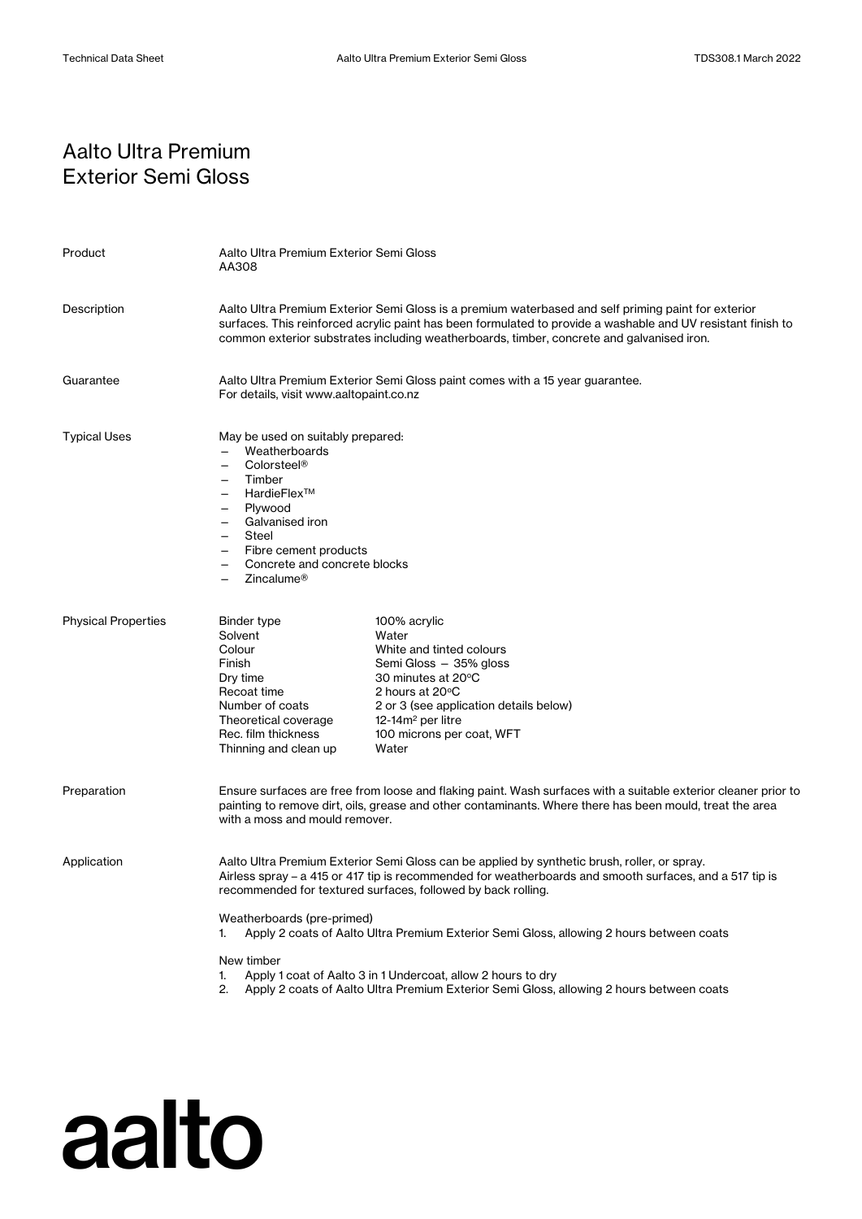# Aalto Ultra Premium Exterior Semi Gloss

**Product**

Aalto Ultra Premium Exterior Semi Gloss
AA308

**Description**

Aalto Ultra Premium Exterior Semi Gloss is a premium waterbased and self priming paint for exterior surfaces. This reinforced acrylic paint has been formulated to provide a washable and UV resistant finish to common exterior substrates including weatherboards, timber, concrete and galvanised iron.

**Guarantee**

Aalto Ultra Premium Exterior Semi Gloss paint comes with a 15 year guarantee.
For details, visit www.aaltopaint.co.nz

**Typical Uses**

May be used on suitably prepared:

- Weatherboards
- Colorsteel®
- Timber
- HardieFlex™
- Plywood
- Galvanised iron
- Steel
- Fibre cement products
- Concrete and concrete blocks
- Zincalume®

**Physical Properties**

| Property | Value |
|---|---|
| Binder type | 100% acrylic |
| Solvent | Water |
| Colour | White and tinted colours |
| Finish | Semi Gloss – 35% gloss |
| Dry time | 30 minutes at 20°C |
| Recoat time | 2 hours at 20°C |
| Number of coats | 2 or 3 (see application details below) |
| Theoretical coverage | 12-14m² per litre |
| Rec. film thickness | 100 microns per coat, WFT |
| Thinning and clean up | Water |

**Preparation**

Ensure surfaces are free from loose and flaking paint. Wash surfaces with a suitable exterior cleaner prior to painting to remove dirt, oils, grease and other contaminants. Where there has been mould, treat the area with a moss and mould remover.

**Application**

Aalto Ultra Premium Exterior Semi Gloss can be applied by synthetic brush, roller, or spray.
Airless spray – a 415 or 417 tip is recommended for weatherboards and smooth surfaces, and a 517 tip is recommended for textured surfaces, followed by back rolling.

Weatherboards (pre-primed)

1. Apply 2 coats of Aalto Ultra Premium Exterior Semi Gloss, allowing 2 hours between coats

New timber

1. Apply 1 coat of Aalto 3 in 1 Undercoat, allow 2 hours to dry
2. Apply 2 coats of Aalto Ultra Premium Exterior Semi Gloss, allowing 2 hours between coats

aalto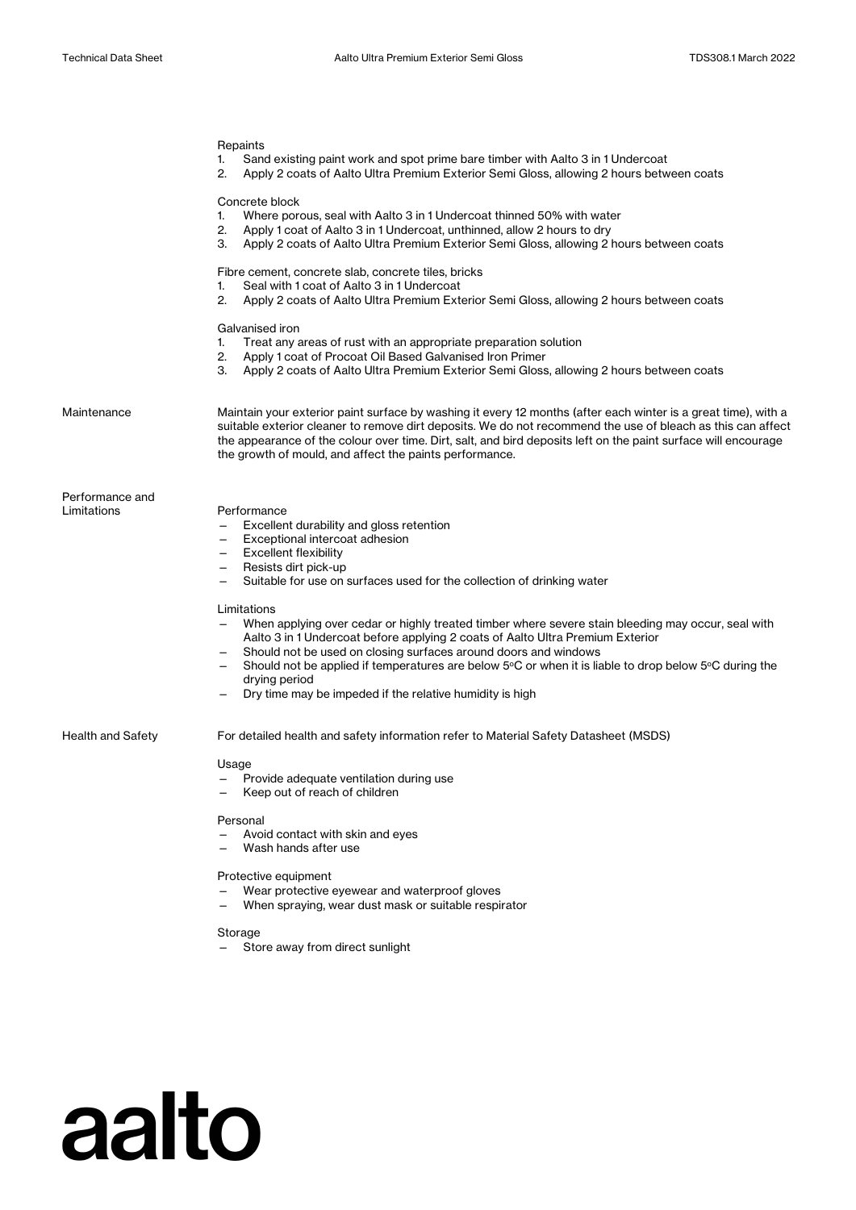Repairs

1. Sand existing paint work and spot prime bare timber with Aalto 3 in 1 Undercoat
2. Apply 2 coats of Aalto Ultra Premium Exterior Semi Gloss, allowing 2 hours between coats

Concrete block

1. Where porous, seal with Aalto 3 in 1 Undercoat thinned 50% with water
2. Apply 1 coat of Aalto 3 in 1 Undercoat, unthinned, allow 2 hours to dry
3. Apply 2 coats of Aalto Ultra Premium Exterior Semi Gloss, allowing 2 hours between coats

Fibre cement, concrete slab, concrete tiles, bricks

1. Seal with 1 coat of Aalto 3 in 1 Undercoat
2. Apply 2 coats of Aalto Ultra Premium Exterior Semi Gloss, allowing 2 hours between coats

Galvanised iron

1. Treat any areas of rust with an appropriate preparation solution
2. Apply 1 coat of Procoat Oil Based Galvanised Iron Primer
3. Apply 2 coats of Aalto Ultra Premium Exterior Semi Gloss, allowing 2 hours between coats

## Maintenance

Maintain your exterior paint surface by washing it every 12 months (after each winter is a great time), with a suitable exterior cleaner to remove dirt deposits. We do not recommend the use of bleach as this can affect the appearance of the colour over time. Dirt, salt, and bird deposits left on the paint surface will encourage the growth of mould, and affect the paints performance.

## Performance and Limitations

Performance

- Excellent durability and gloss retention
- Exceptional intercoat adhesion
- Excellent flexibility
- Resists dirt pick-up
- Suitable for use on surfaces used for the collection of drinking water

Limitations

- When applying over cedar or highly treated timber where severe stain bleeding may occur, seal with Aalto 3 in 1 Undercoat before applying 2 coats of Aalto Ultra Premium Exterior
- Should not be used on closing surfaces around doors and windows
- Should not be applied if temperatures are below 5ºC or when it is liable to drop below 5ºC during the drying period
- Dry time may be impeded if the relative humidity is high

## Health and Safety

For detailed health and safety information refer to Material Safety Datasheet (MSDS)

Usage

- Provide adequate ventilation during use
- Keep out of reach of children

Personal

- Avoid contact with skin and eyes
- Wash hands after use

Protective equipment

- Wear protective eyewear and waterproof gloves
- When spraying, wear dust mask or suitable respirator

Storage

- Store away from direct sunlight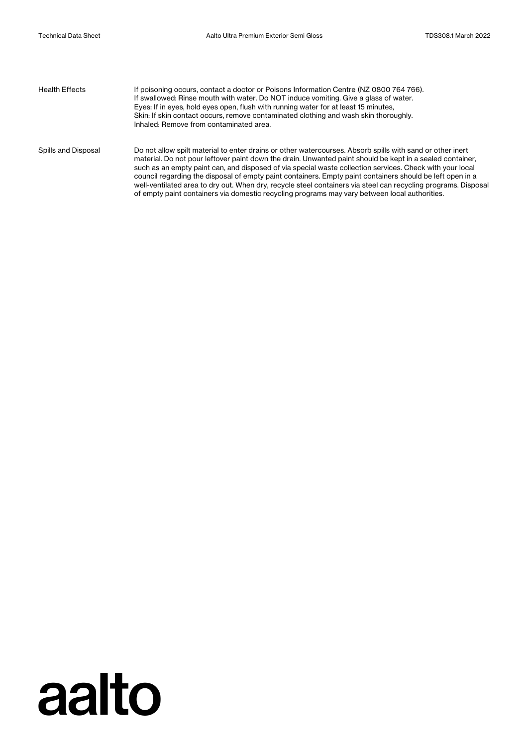| | |
|---|---|
| Health Effects | If poisoning occurs, contact a doctor or Poisons Information Centre (NZ 0800 764 766).<br>If swallowed: Rinse mouth with water. Do NOT induce vomiting. Give a glass of water.<br>Eyes: If in eyes, hold eyes open, flush with running water for at least 15 minutes,<br>Skin: If skin contact occurs, remove contaminated clothing and wash skin thoroughly.<br>Inhaled: Remove from contaminated area. |
| Spills and Disposal | Do not allow spilt material to enter drains or other watercourses. Absorb spills with sand or other inert material. Do not pour leftover paint down the drain. Unwanted paint should be kept in a sealed container, such as an empty paint can, and disposed of via special waste collection services. Check with your local council regarding the disposal of empty paint containers. Empty paint containers should be left open in a well-ventilated area to dry out. When dry, recycle steel containers via steel can recycling programs. Disposal of empty paint containers via domestic recycling programs may vary between local authorities. |

aalto